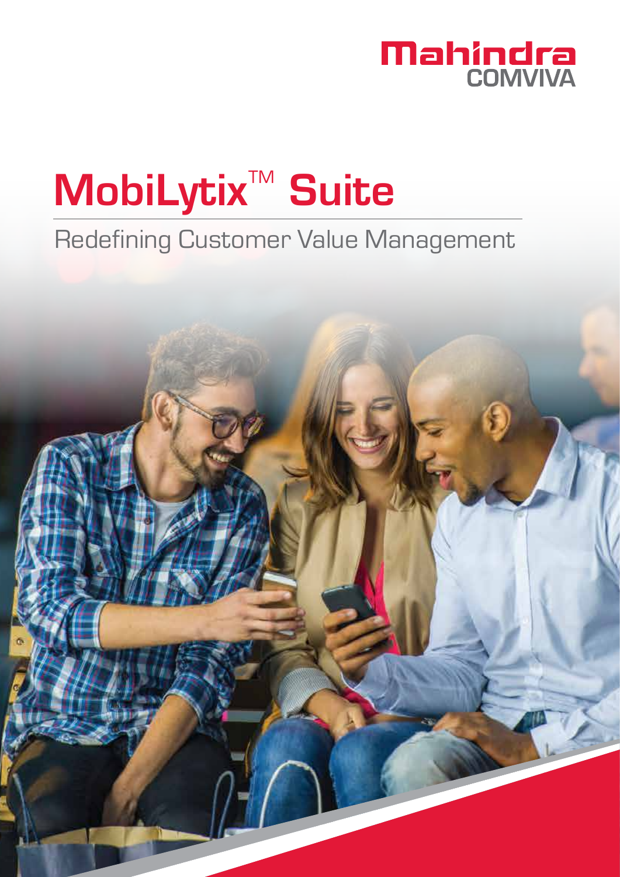Mahindra COMVIVA

# MobiLytix™ Suite

Redefining Customer Value Management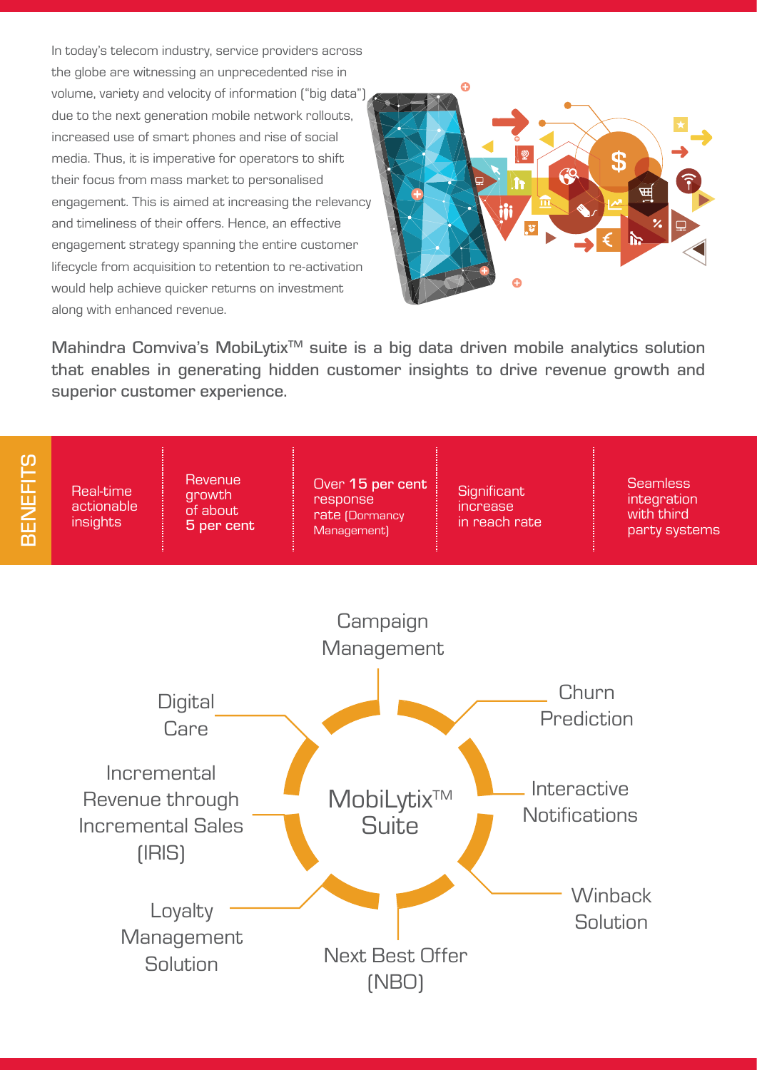In today's telecom industry, service providers across the globe are witnessing an unprecedented rise in volume, variety and velocity of information ("big data") due to the next generation mobile network rollouts, increased use of smart phones and rise of social media. Thus, it is imperative for operators to shift their focus from mass market to personalised engagement. This is aimed at increasing the relevancy and timeliness of their offers. Hence, an effective engagement strategy spanning the entire customer lifecycle from acquisition to retention to re-activation would help achieve quicker returns on investment along with enhanced revenue.

**Mahindra Comviva's MobiLytix™ suite is a big data driven mobile analytics solution that enables in generating hidden customer insights to drive revenue growth and superior customer experience.**

## BENEFITS

- Real-time actionable insights
- Revenue growth of about **5 per cent**
- Over **15 per cent** response rate (Dormancy Management)
- Significant increase in reach rate
- Seamless integration with third party systems

## MobiLytix™ Suite

- Campaign Management
- Churn Prediction
- Interactive Notifications
- Winback Solution
- Next Best Offer (NBO)
- Loyalty Management Solution
- Incremental Revenue through Incremental Sales (IRIS)
- Digital Care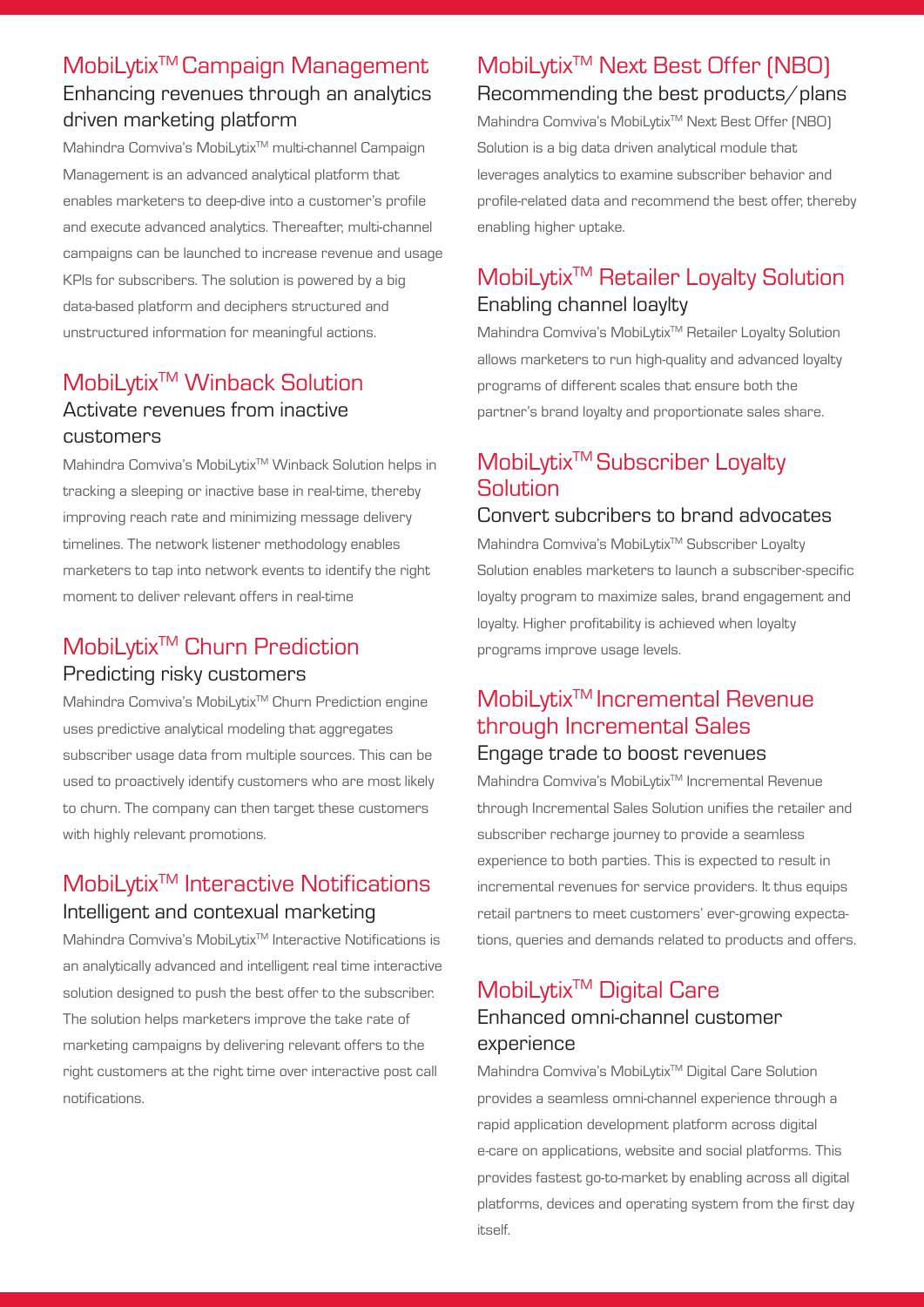## MobiLytix™ Campaign Management

### Enhancing revenues through an analytics driven marketing platform

Mahindra Comviva's MobiLytix™ multi-channel Campaign Management is an advanced analytical platform that enables marketers to deep-dive into a customer's profile and execute advanced analytics. Thereafter, multi-channel campaigns can be launched to increase revenue and usage KPIs for subscribers. The solution is powered by a big data-based platform and deciphers structured and unstructured information for meaningful actions.

## MobiLytix™ Winback Solution

### Activate revenues from inactive customers

Mahindra Comviva's MobiLytix™ Winback Solution helps in tracking a sleeping or inactive base in real-time, thereby improving reach rate and minimizing message delivery timelines. The network listener methodology enables marketers to tap into network events to identify the right moment to deliver relevant offers in real-time

## MobiLytix™ Churn Prediction

### Predicting risky customers

Mahindra Comviva's MobiLytix™ Churn Prediction engine uses predictive analytical modeling that aggregates subscriber usage data from multiple sources. This can be used to proactively identify customers who are most likely to churn. The company can then target these customers with highly relevant promotions.

## MobiLytix™ Interactive Notifications

### Intelligent and contexual marketing

Mahindra Comviva's MobiLytix™ Interactive Notifications is an analytically advanced and intelligent real time interactive solution designed to push the best offer to the subscriber. The solution helps marketers improve the take rate of marketing campaigns by delivering relevant offers to the right customers at the right time over interactive post call notifications.

## MobiLytix™ Next Best Offer (NBO)

### Recommending the best products/plans

Mahindra Comviva's MobiLytix™ Next Best Offer (NBO) Solution is a big data driven analytical module that leverages analytics to examine subscriber behavior and profile-related data and recommend the best offer, thereby enabling higher uptake.

## MobiLytix™ Retailer Loyalty Solution

### Enabling channel loaylty

Mahindra Comviva's MobiLytix™ Retailer Loyalty Solution allows marketers to run high-quality and advanced loyalty programs of different scales that ensure both the partner's brand loyalty and proportionate sales share.

## MobiLytix™ Subscriber Loyalty Solution

### Convert subcribers to brand advocates

Mahindra Comviva's MobiLytix™ Subscriber Loyalty Solution enables marketers to launch a subscriber-specific loyalty program to maximize sales, brand engagement and loyalty. Higher profitability is achieved when loyalty programs improve usage levels.

## MobiLytix™ Incremental Revenue through Incremental Sales

### Engage trade to boost revenues

Mahindra Comviva's MobiLytix™ Incremental Revenue through Incremental Sales Solution unifies the retailer and subscriber recharge journey to provide a seamless experience to both parties. This is expected to result in incremental revenues for service providers. It thus equips retail partners to meet customers' ever-growing expectations, queries and demands related to products and offers.

## MobiLytix™ Digital Care

### Enhanced omni-channel customer experience

Mahindra Comviva's MobiLytix™ Digital Care Solution provides a seamless omni-channel experience through a rapid application development platform across digital e-care on applications, website and social platforms. This provides fastest go-to-market by enabling across all digital platforms, devices and operating system from the first day itself.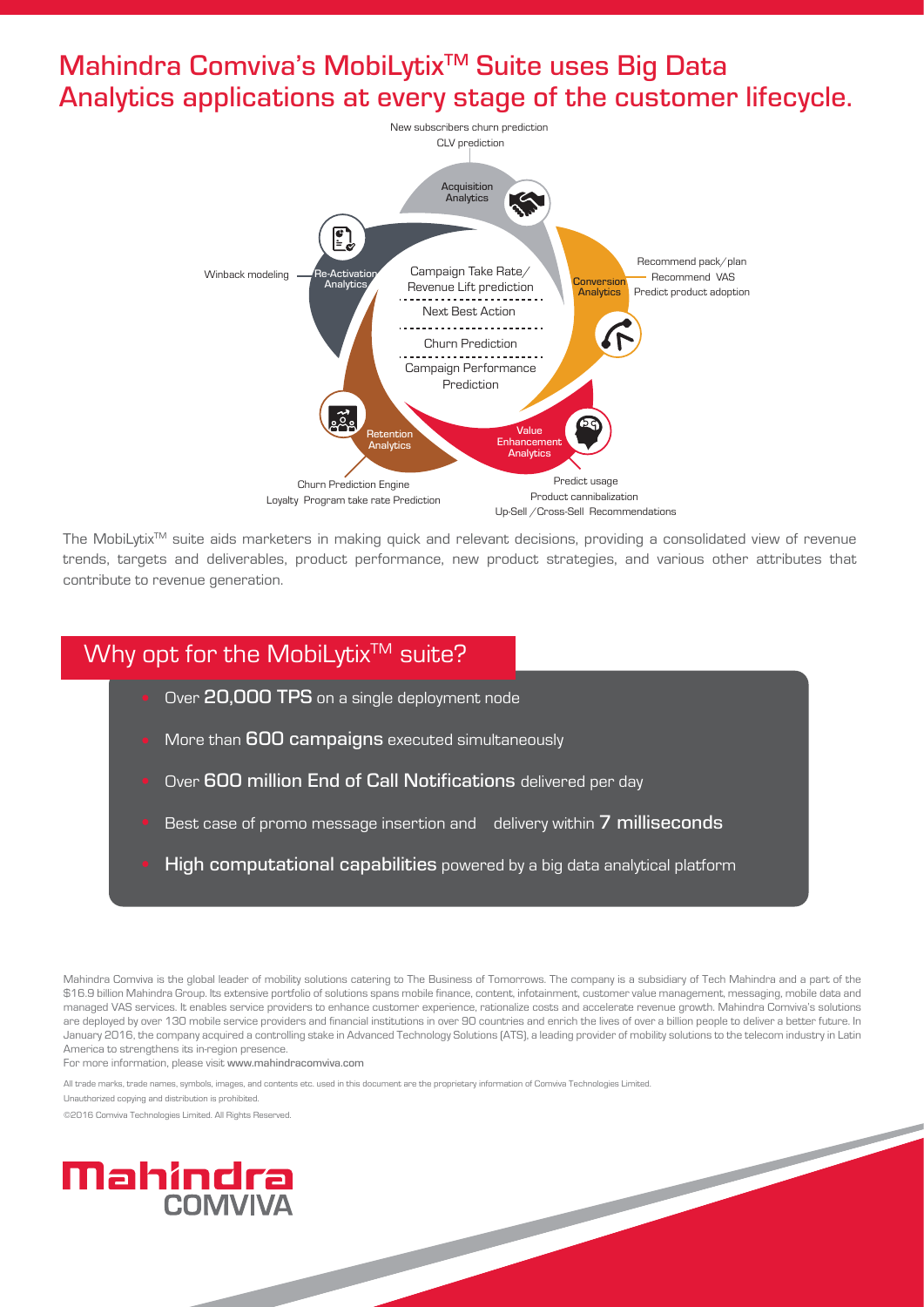# Mahindra Comviva's MobiLytix™ Suite uses Big Data Analytics applications at every stage of the customer lifecycle.

New subscribers churn prediction
CLV prediction

Acquisition Analytics

Winback modeling

Re-Activation Analytics

Recommend pack/plan
Recommend VAS
Predict product adoption

Conversion Analytics

Campaign Take Rate/ Revenue Lift prediction

Next Best Action

Churn Prediction

Campaign Performance Prediction

Retention Analytics

Value Enhancement Analytics

Churn Prediction Engine
Loyalty Program take rate Prediction

Predict usage
Product cannibalization
Up-Sell /Cross-Sell Recommendations

The MobiLytix™ suite aids marketers in making quick and relevant decisions, providing a consolidated view of revenue trends, targets and deliverables, product performance, new product strategies, and various other attributes that contribute to revenue generation.

## Why opt for the MobiLytix™ suite?

- Over **20,000 TPS** on a single deployment node
- More than **600 campaigns** executed simultaneously
- Over **600 million End of Call Notifications** delivered per day
- Best case of promo message insertion and delivery within **7 milliseconds**
- **High computational capabilities** powered by a big data analytical platform

Mahindra Comviva is the global leader of mobility solutions catering to The Business of Tomorrows. The company is a subsidiary of Tech Mahindra and a part of the $16.9 billion Mahindra Group. Its extensive portfolio of solutions spans mobile finance, content, infotainment, customer value management, messaging, mobile data and managed VAS services. It enables service providers to enhance customer experience, rationalize costs and accelerate revenue growth. Mahindra Comviva's solutions are deployed by over 130 mobile service providers and financial institutions in over 90 countries and enrich the lives of over a billion people to deliver a better future. In January 2016, the company acquired a controlling stake in Advanced Technology Solutions (ATS), a leading provider of mobility solutions to the telecom industry in Latin America to strengthens its in-region presence.

For more information, please visit www.mahindracomviva.com

All trade marks, trade names, symbols, images, and contents etc. used in this document are the proprietary information of Comviva Technologies Limited.

Unauthorized copying and distribution is prohibited.

©2016 Comviva Technologies Limited. All Rights Reserved.

Mahindra COMVIVA